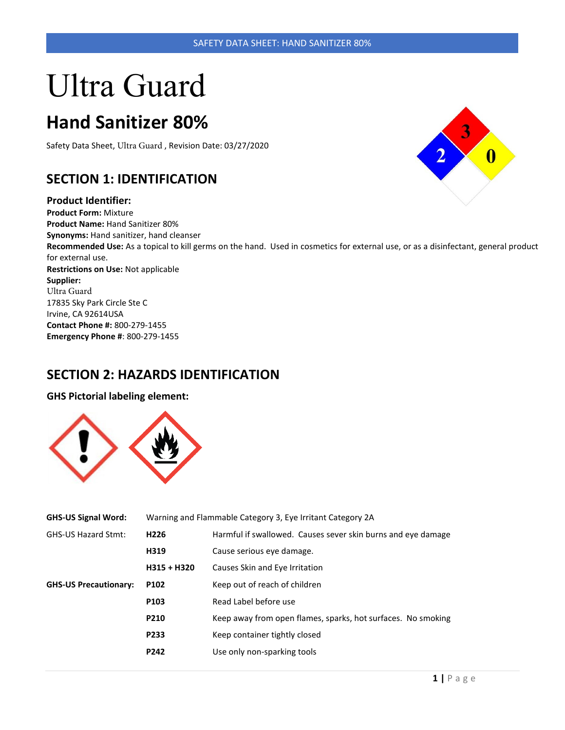# Ultra Guard

## Hand Sanitizer 80%

Safety Data Sheet, Ultra Guard , Revision Date: 03/27/2020

## SECTION 1: IDENTIFICATION

### Product Identifier:

**Product Form:** Mixture
**Product Name:** Hand Sanitizer 80%
**Synonyms:** Hand sanitizer, hand cleanser
**Recommended Use:** As a topical to kill germs on the hand. Used in cosmetics for external use, or as a disinfectant, general product for external use.
**Restrictions on Use:** Not applicable
**Supplier:**
Ultra Guard
17835 Sky Park Circle Ste C
Irvine, CA 92614USA
**Contact Phone #:** 800-279-1455
**Emergency Phone #**: 800-279-1455

## SECTION 2: HAZARDS IDENTIFICATION

### GHS Pictorial labeling element:

| | | |
|---|---|---|
| **GHS-US Signal Word:** | Warning and Flammable Category 3, Eye Irritant Category 2A | |
| GHS-US Hazard Stmt: | **H226** | Harmful if swallowed. Causes sever skin burns and eye damage |
| | **H319** | Cause serious eye damage. |
| | **H315 + H320** | Causes Skin and Eye Irritation |
| **GHS-US Precautionary:** | **P102** | Keep out of reach of children |
| | **P103** | Read Label before use |
| | **P210** | Keep away from open flames, sparks, hot surfaces. No smoking |
| | **P233** | Keep container tightly closed |
| | **P242** | Use only non-sparking tools |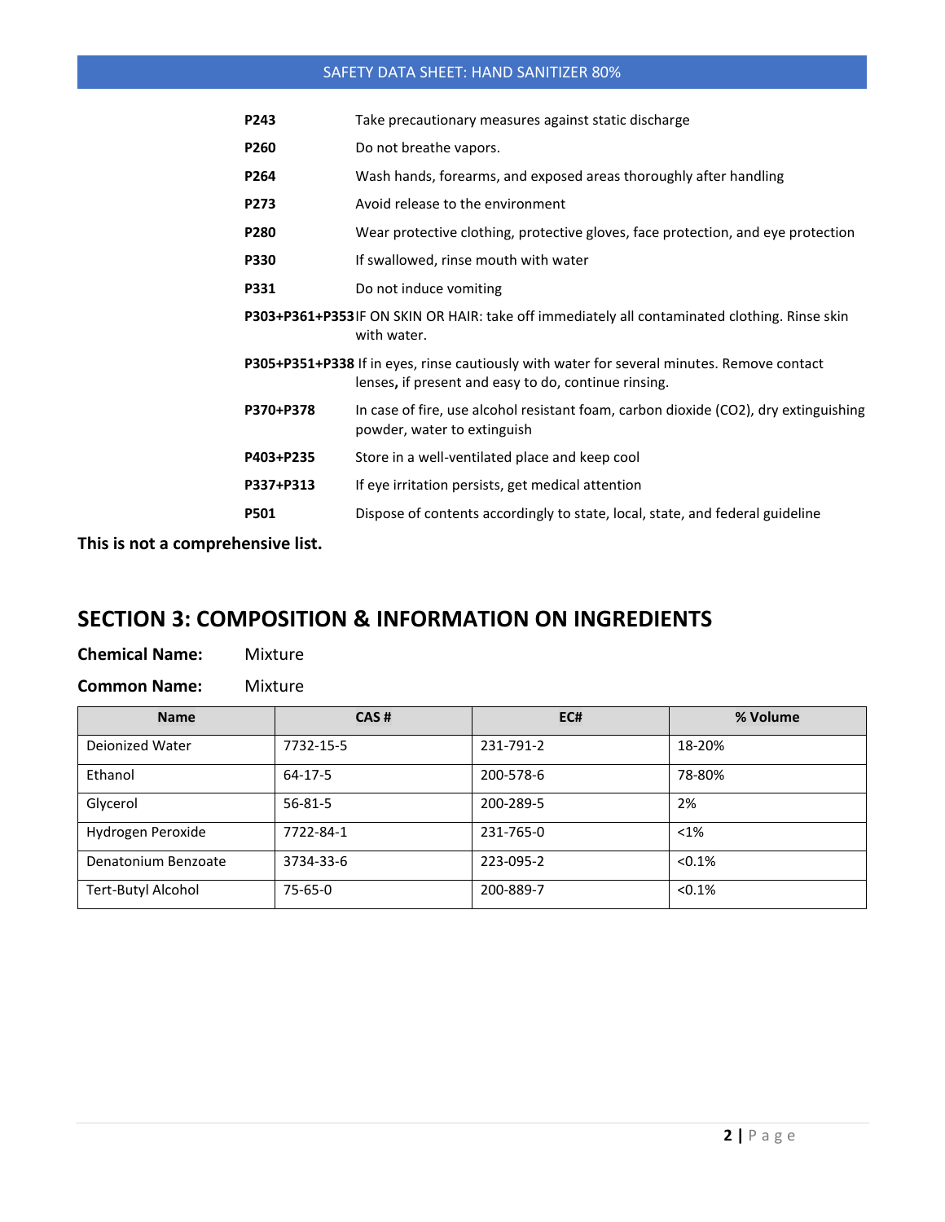| | |
|---|---|
| **P243** | Take precautionary measures against static discharge |
| **P260** | Do not breathe vapors. |
| **P264** | Wash hands, forearms, and exposed areas thoroughly after handling |
| **P273** | Avoid release to the environment |
| **P280** | Wear protective clothing, protective gloves, face protection, and eye protection |
| **P330** | If swallowed, rinse mouth with water |
| **P331** | Do not induce vomiting |
| **P303+P361+P353** | IF ON SKIN OR HAIR: take off immediately all contaminated clothing. Rinse skin with water. |
| **P305+P351+P338** | If in eyes, rinse cautiously with water for several minutes. Remove contact lenses**,** if present and easy to do, continue rinsing. |
| **P370+P378** | In case of fire, use alcohol resistant foam, carbon dioxide ($CO_2$), dry extinguishing powder, water to extinguish |
| **P403+P235** | Store in a well-ventilated place and keep cool |
| **P337+P313** | If eye irritation persists, get medical attention |
| **P501** | Dispose of contents accordingly to state, local, state, and federal guideline |

**This is not a comprehensive list.**

## SECTION 3: COMPOSITION & INFORMATION ON INGREDIENTS

**Chemical Name:** Mixture

**Common Name:** Mixture

| Name | CAS # | EC# | % Volume |
|---|---|---|---|
| Deionized Water | 7732-15-5 | 231-791-2 | 18-20% |
| Ethanol | 64-17-5 | 200-578-6 | 78-80% |
| Glycerol | 56-81-5 | 200-289-5 | 2% |
| Hydrogen Peroxide | 7722-84-1 | 231-765-0 | <1% |
| Denatonium Benzoate | 3734-33-6 | 223-095-2 | <0.1% |
| Tert-Butyl Alcohol | 75-65-0 | 200-889-7 | <0.1% |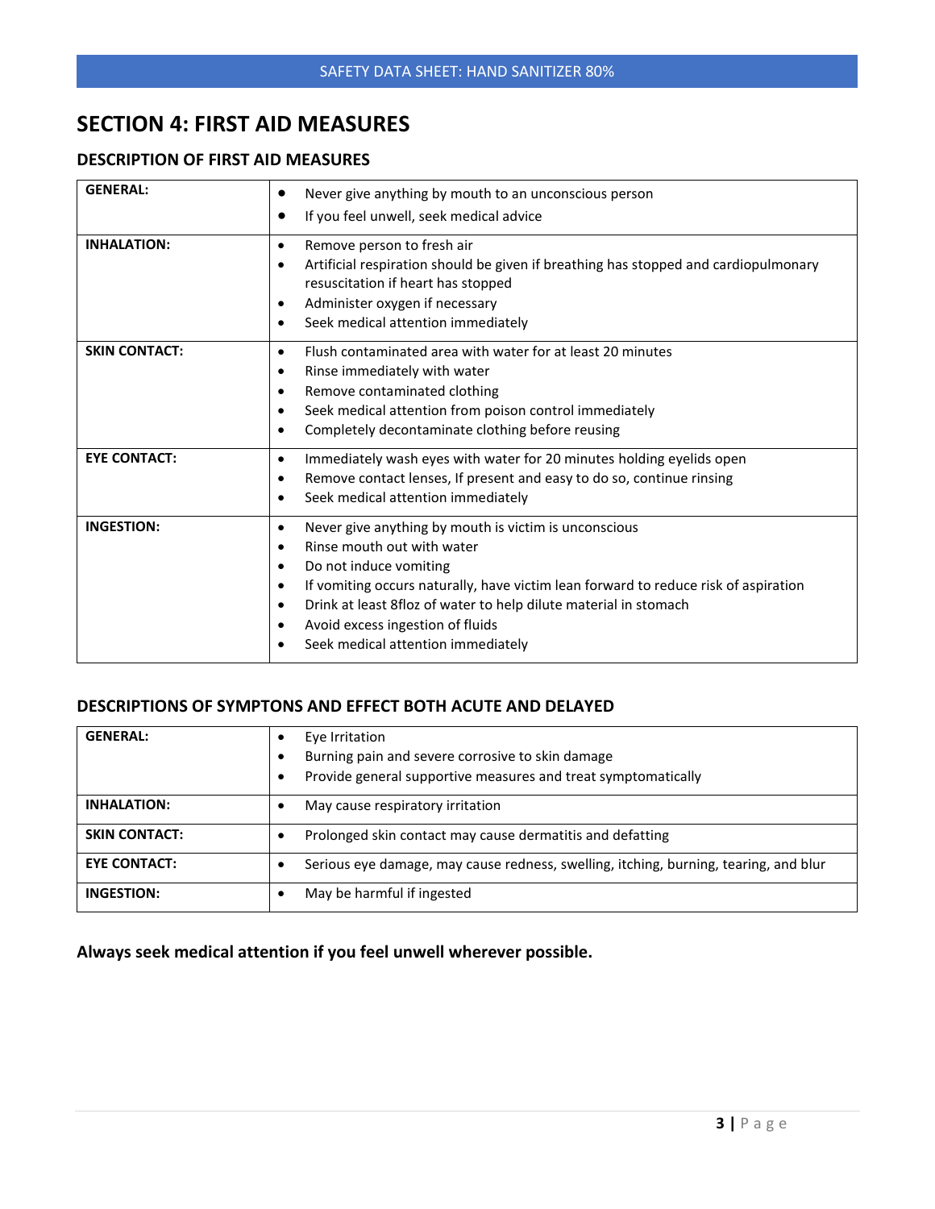## SECTION 4: FIRST AID MEASURES

### DESCRIPTION OF FIRST AID MEASURES

| | |
|---|---|
| **GENERAL:** | • Never give anything by mouth to an unconscious person<br>• If you feel unwell, seek medical advice |
| **INHALATION:** | • Remove person to fresh air<br>• Artificial respiration should be given if breathing has stopped and cardiopulmonary resuscitation if heart has stopped<br>• Administer oxygen if necessary<br>• Seek medical attention immediately |
| **SKIN CONTACT:** | • Flush contaminated area with water for at least 20 minutes<br>• Rinse immediately with water<br>• Remove contaminated clothing<br>• Seek medical attention from poison control immediately<br>• Completely decontaminate clothing before reusing |
| **EYE CONTACT:** | • Immediately wash eyes with water for 20 minutes holding eyelids open<br>• Remove contact lenses, If present and easy to do so, continue rinsing<br>• Seek medical attention immediately |
| **INGESTION:** | • Never give anything by mouth is victim is unconscious<br>• Rinse mouth out with water<br>• Do not induce vomiting<br>• If vomiting occurs naturally, have victim lean forward to reduce risk of aspiration<br>• Drink at least 8floz of water to help dilute material in stomach<br>• Avoid excess ingestion of fluids<br>• Seek medical attention immediately |

### DESCRIPTIONS OF SYMPTONS AND EFFECT BOTH ACUTE AND DELAYED

| | |
|---|---|
| **GENERAL:** | • Eye Irritation<br>• Burning pain and severe corrosive to skin damage<br>• Provide general supportive measures and treat symptomatically |
| **INHALATION:** | • May cause respiratory irritation |
| **SKIN CONTACT:** | • Prolonged skin contact may cause dermatitis and defatting |
| **EYE CONTACT:** | • Serious eye damage, may cause redness, swelling, itching, burning, tearing, and blur |
| **INGESTION:** | • May be harmful if ingested |

**Always seek medical attention if you feel unwell wherever possible.**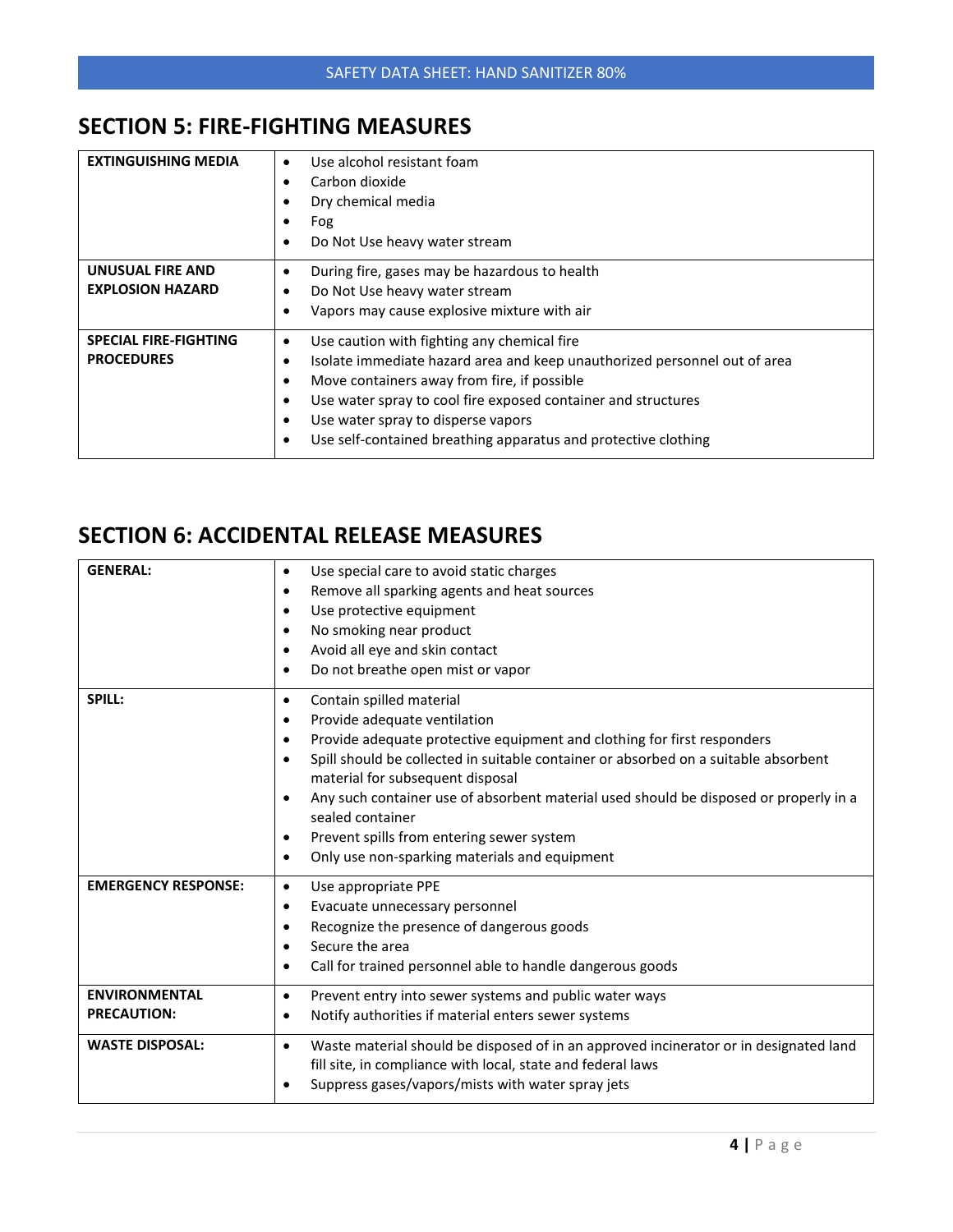## SECTION 5: FIRE-FIGHTING MEASURES

| | |
|---|---|
| **EXTINGUISHING MEDIA** | • Use alcohol resistant foam<br>• Carbon dioxide<br>• Dry chemical media<br>• Fog<br>• Do Not Use heavy water stream |
| **UNUSUAL FIRE AND EXPLOSION HAZARD** | • During fire, gases may be hazardous to health<br>• Do Not Use heavy water stream<br>• Vapors may cause explosive mixture with air |
| **SPECIAL FIRE-FIGHTING PROCEDURES** | • Use caution with fighting any chemical fire<br>• Isolate immediate hazard area and keep unauthorized personnel out of area<br>• Move containers away from fire, if possible<br>• Use water spray to cool fire exposed container and structures<br>• Use water spray to disperse vapors<br>• Use self-contained breathing apparatus and protective clothing |

## SECTION 6: ACCIDENTAL RELEASE MEASURES

| | |
|---|---|
| **GENERAL:** | • Use special care to avoid static charges<br>• Remove all sparking agents and heat sources<br>• Use protective equipment<br>• No smoking near product<br>• Avoid all eye and skin contact<br>• Do not breathe open mist or vapor |
| **SPILL:** | • Contain spilled material<br>• Provide adequate ventilation<br>• Provide adequate protective equipment and clothing for first responders<br>• Spill should be collected in suitable container or absorbed on a suitable absorbent material for subsequent disposal<br>• Any such container use of absorbent material used should be disposed or properly in a sealed container<br>• Prevent spills from entering sewer system<br>• Only use non-sparking materials and equipment |
| **EMERGENCY RESPONSE:** | • Use appropriate PPE<br>• Evacuate unnecessary personnel<br>• Recognize the presence of dangerous goods<br>• Secure the area<br>• Call for trained personnel able to handle dangerous goods |
| **ENVIRONMENTAL PRECAUTION:** | • Prevent entry into sewer systems and public water ways<br>• Notify authorities if material enters sewer systems |
| **WASTE DISPOSAL:** | • Waste material should be disposed of in an approved incinerator or in designated land fill site, in compliance with local, state and federal laws<br>• Suppress gases/vapors/mists with water spray jets |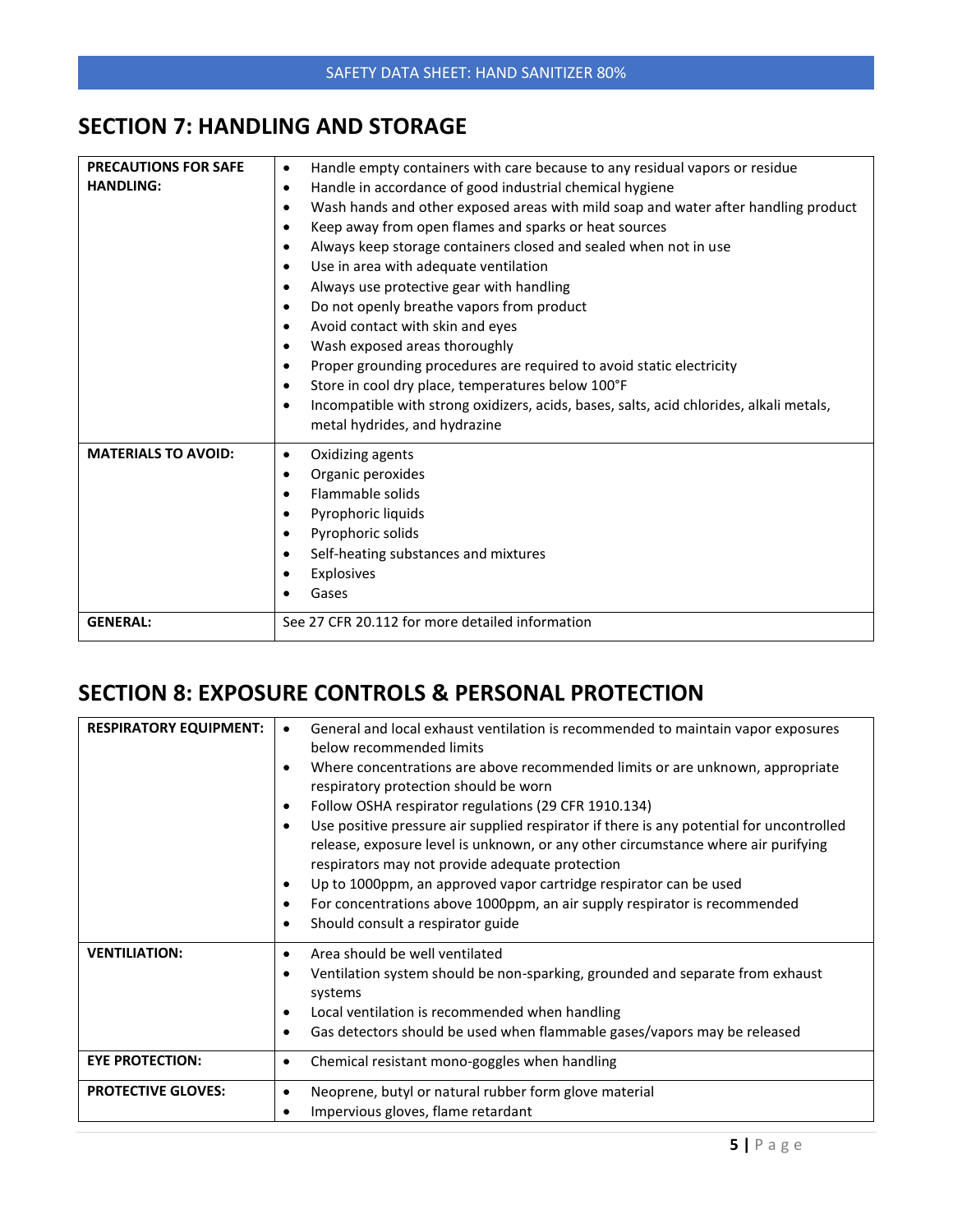## SECTION 7: HANDLING AND STORAGE

| | |
|---|---|
| **PRECAUTIONS FOR SAFE HANDLING:** | • Handle empty containers with care because to any residual vapors or residue<br>• Handle in accordance of good industrial chemical hygiene<br>• Wash hands and other exposed areas with mild soap and water after handling product<br>• Keep away from open flames and sparks or heat sources<br>• Always keep storage containers closed and sealed when not in use<br>• Use in area with adequate ventilation<br>• Always use protective gear with handling<br>• Do not openly breathe vapors from product<br>• Avoid contact with skin and eyes<br>• Wash exposed areas thoroughly<br>• Proper grounding procedures are required to avoid static electricity<br>• Store in cool dry place, temperatures below 100°F<br>• Incompatible with strong oxidizers, acids, bases, salts, acid chlorides, alkali metals, metal hydrides, and hydrazine |
| **MATERIALS TO AVOID:** | • Oxidizing agents<br>• Organic peroxides<br>• Flammable solids<br>• Pyrophoric liquids<br>• Pyrophoric solids<br>• Self-heating substances and mixtures<br>• Explosives<br>• Gases |
| **GENERAL:** | See 27 CFR 20.112 for more detailed information |

## SECTION 8: EXPOSURE CONTROLS & PERSONAL PROTECTION

| | |
|---|---|
| **RESPIRATORY EQUIPMENT:** | • General and local exhaust ventilation is recommended to maintain vapor exposures below recommended limits<br>• Where concentrations are above recommended limits or are unknown, appropriate respiratory protection should be worn<br>• Follow OSHA respirator regulations (29 CFR 1910.134)<br>• Use positive pressure air supplied respirator if there is any potential for uncontrolled release, exposure level is unknown, or any other circumstance where air purifying respirators may not provide adequate protection<br>• Up to 1000ppm, an approved vapor cartridge respirator can be used<br>• For concentrations above 1000ppm, an air supply respirator is recommended<br>• Should consult a respirator guide |
| **VENTILIATION:** | • Area should be well ventilated<br>• Ventilation system should be non-sparking, grounded and separate from exhaust systems<br>• Local ventilation is recommended when handling<br>• Gas detectors should be used when flammable gases/vapors may be released |
| **EYE PROTECTION:** | • Chemical resistant mono-goggles when handling |
| **PROTECTIVE GLOVES:** | • Neoprene, butyl or natural rubber form glove material<br>• Impervious gloves, flame retardant |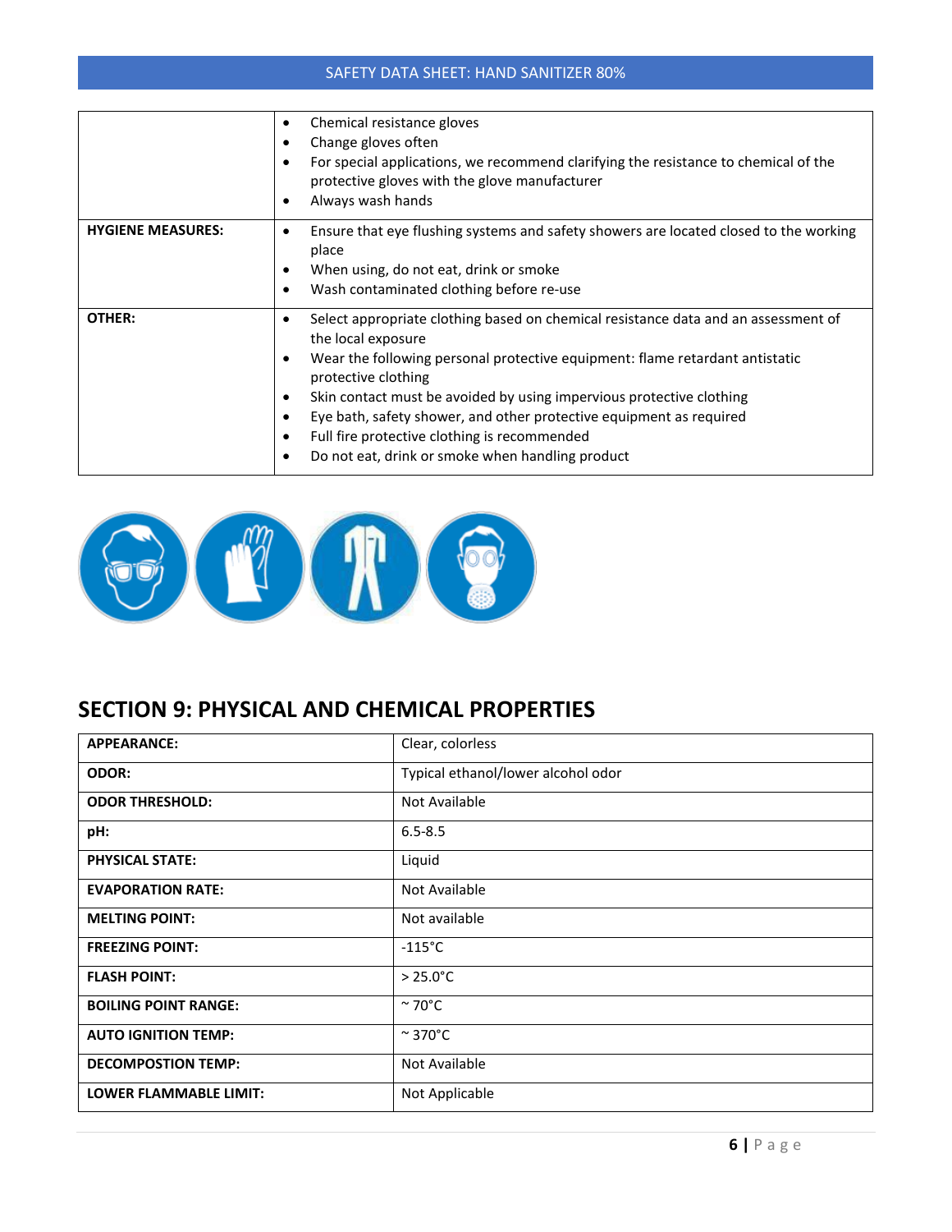|  |  |
|---|---|
|  | • Chemical resistance gloves<br>• Change gloves often<br>• For special applications, we recommend clarifying the resistance to chemical of the protective gloves with the glove manufacturer<br>• Always wash hands |
| **HYGIENE MEASURES:** | • Ensure that eye flushing systems and safety showers are located closed to the working place<br>• When using, do not eat, drink or smoke<br>• Wash contaminated clothing before re-use |
| **OTHER:** | • Select appropriate clothing based on chemical resistance data and an assessment of the local exposure<br>• Wear the following personal protective equipment: flame retardant antistatic protective clothing<br>• Skin contact must be avoided by using impervious protective clothing<br>• Eye bath, safety shower, and other protective equipment as required<br>• Full fire protective clothing is recommended<br>• Do not eat, drink or smoke when handling product |

## SECTION 9: PHYSICAL AND CHEMICAL PROPERTIES

| | |
|---|---|
| **APPEARANCE:** | Clear, colorless |
| **ODOR:** | Typical ethanol/lower alcohol odor |
| **ODOR THRESHOLD:** | Not Available |
| **pH:** | 6.5-8.5 |
| **PHYSICAL STATE:** | Liquid |
| **EVAPORATION RATE:** | Not Available |
| **MELTING POINT:** | Not available |
| **FREEZING POINT:** | -115°C |
| **FLASH POINT:** | > 25.0°C |
| **BOILING POINT RANGE:** | ~ 70°C |
| **AUTO IGNITION TEMP:** | ~ 370°C |
| **DECOMPOSTION TEMP:** | Not Available |
| **LOWER FLAMMABLE LIMIT:** | Not Applicable |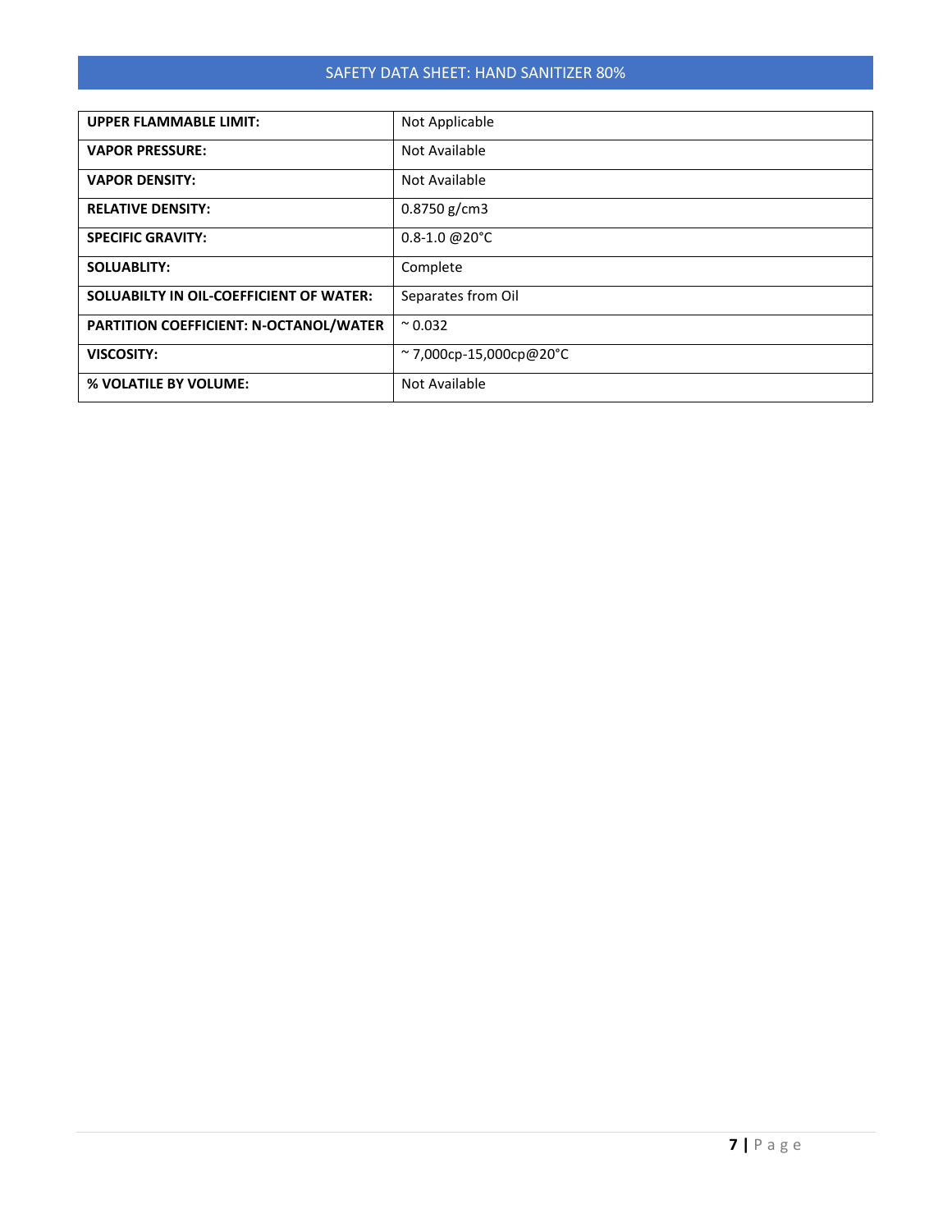| UPPER FLAMMABLE LIMIT: | Not Applicable |
|---|---|
| **VAPOR PRESSURE:** | Not Available |
| **VAPOR DENSITY:** | Not Available |
| **RELATIVE DENSITY:** | 0.8750 g/cm3 |
| **SPECIFIC GRAVITY:** | 0.8-1.0 @20°C |
| **SOLUABLITY:** | Complete |
| **SOLUABILTY IN OIL-COEFFICIENT OF WATER:** | Separates from Oil |
| **PARTITION COEFFICIENT: N-OCTANOL/WATER** | ~ 0.032 |
| **VISCOSITY:** | ~ 7,000cp-15,000cp@20°C |
| **% VOLATILE BY VOLUME:** | Not Available |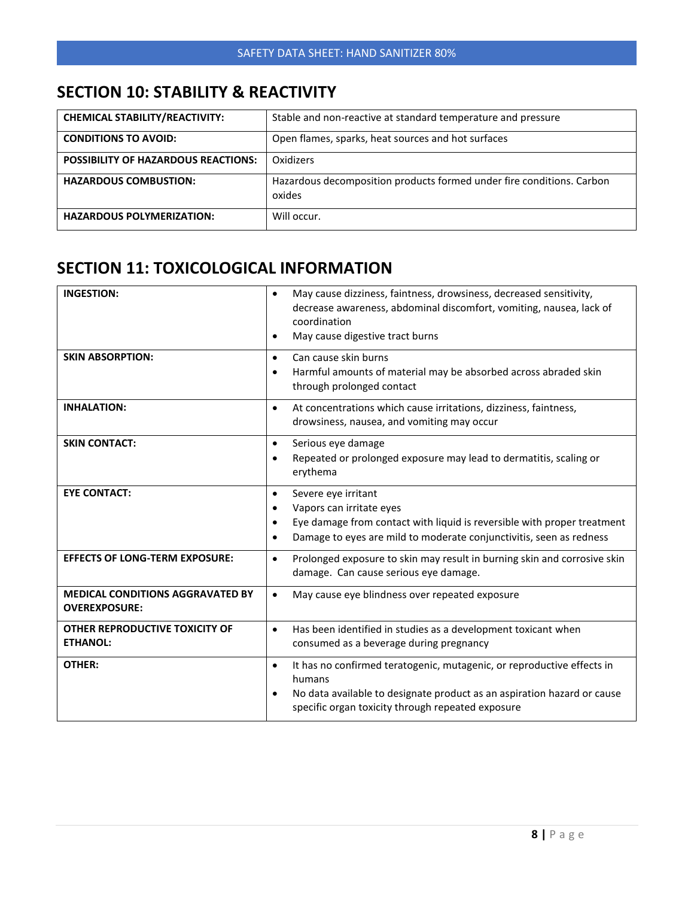## SECTION 10: STABILITY & REACTIVITY

| | |
|---|---|
| **CHEMICAL STABILITY/REACTIVITY:** | Stable and non-reactive at standard temperature and pressure |
| **CONDITIONS TO AVOID:** | Open flames, sparks, heat sources and hot surfaces |
| **POSSIBILITY OF HAZARDOUS REACTIONS:** | Oxidizers |
| **HAZARDOUS COMBUSTION:** | Hazardous decomposition products formed under fire conditions. Carbon oxides |
| **HAZARDOUS POLYMERIZATION:** | Will occur. |

## SECTION 11: TOXICOLOGICAL INFORMATION

| | |
|---|---|
| **INGESTION:** | • May cause dizziness, faintness, drowsiness, decreased sensitivity, decrease awareness, abdominal discomfort, vomiting, nausea, lack of coordination<br>• May cause digestive tract burns |
| **SKIN ABSORPTION:** | • Can cause skin burns<br>• Harmful amounts of material may be absorbed across abraded skin through prolonged contact |
| **INHALATION:** | • At concentrations which cause irritations, dizziness, faintness, drowsiness, nausea, and vomiting may occur |
| **SKIN CONTACT:** | • Serious eye damage<br>• Repeated or prolonged exposure may lead to dermatitis, scaling or erythema |
| **EYE CONTACT:** | • Severe eye irritant<br>• Vapors can irritate eyes<br>• Eye damage from contact with liquid is reversible with proper treatment<br>• Damage to eyes are mild to moderate conjunctivitis, seen as redness |
| **EFFECTS OF LONG-TERM EXPOSURE:** | • Prolonged exposure to skin may result in burning skin and corrosive skin damage. Can cause serious eye damage. |
| **MEDICAL CONDITIONS AGGRAVATED BY OVEREXPOSURE:** | • May cause eye blindness over repeated exposure |
| **OTHER REPRODUCTIVE TOXICITY OF ETHANOL:** | • Has been identified in studies as a development toxicant when consumed as a beverage during pregnancy |
| **OTHER:** | • It has no confirmed teratogenic, mutagenic, or reproductive effects in humans<br>• No data available to designate product as an aspiration hazard or cause specific organ toxicity through repeated exposure |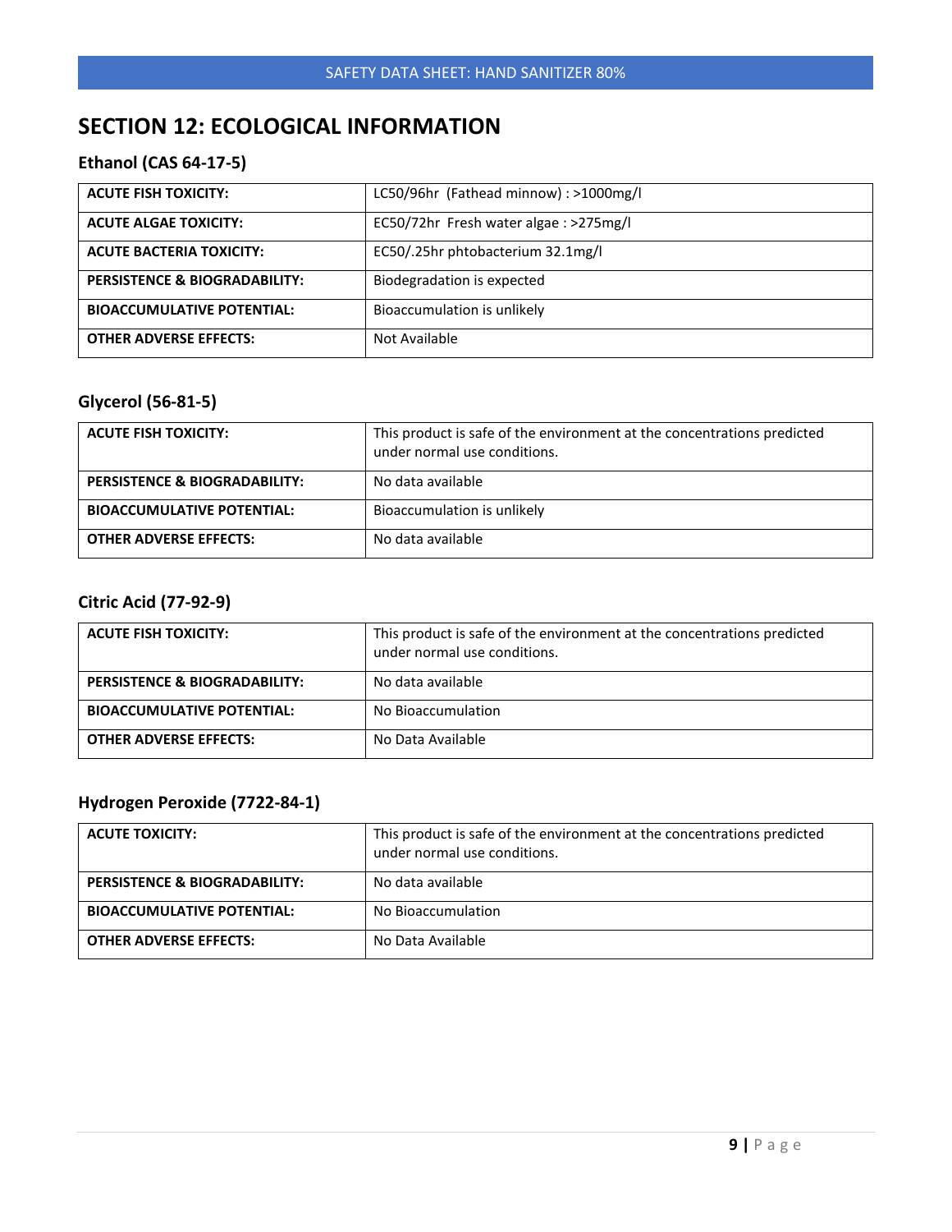# SECTION 12: ECOLOGICAL INFORMATION

## Ethanol (CAS 64-17-5)

| | |
|---|---|
| **ACUTE FISH TOXICITY:** | LC50/96hr (Fathead minnow) : >1000mg/l |
| **ACUTE ALGAE TOXICITY:** | EC50/72hr Fresh water algae : >275mg/l |
| **ACUTE BACTERIA TOXICITY:** | EC50/.25hr phtobacterium 32.1mg/l |
| **PERSISTENCE & BIOGRADABILITY:** | Biodegradation is expected |
| **BIOACCUMULATIVE POTENTIAL:** | Bioaccumulation is unlikely |
| **OTHER ADVERSE EFFECTS:** | Not Available |

## Glycerol (56-81-5)

| | |
|---|---|
| **ACUTE FISH TOXICITY:** | This product is safe of the environment at the concentrations predicted under normal use conditions. |
| **PERSISTENCE & BIOGRADABILITY:** | No data available |
| **BIOACCUMULATIVE POTENTIAL:** | Bioaccumulation is unlikely |
| **OTHER ADVERSE EFFECTS:** | No data available |

## Citric Acid (77-92-9)

| | |
|---|---|
| **ACUTE FISH TOXICITY:** | This product is safe of the environment at the concentrations predicted under normal use conditions. |
| **PERSISTENCE & BIOGRADABILITY:** | No data available |
| **BIOACCUMULATIVE POTENTIAL:** | No Bioaccumulation |
| **OTHER ADVERSE EFFECTS:** | No Data Available |

## Hydrogen Peroxide (7722-84-1)

| | |
|---|---|
| **ACUTE TOXICITY:** | This product is safe of the environment at the concentrations predicted under normal use conditions. |
| **PERSISTENCE & BIOGRADABILITY:** | No data available |
| **BIOACCUMULATIVE POTENTIAL:** | No Bioaccumulation |
| **OTHER ADVERSE EFFECTS:** | No Data Available |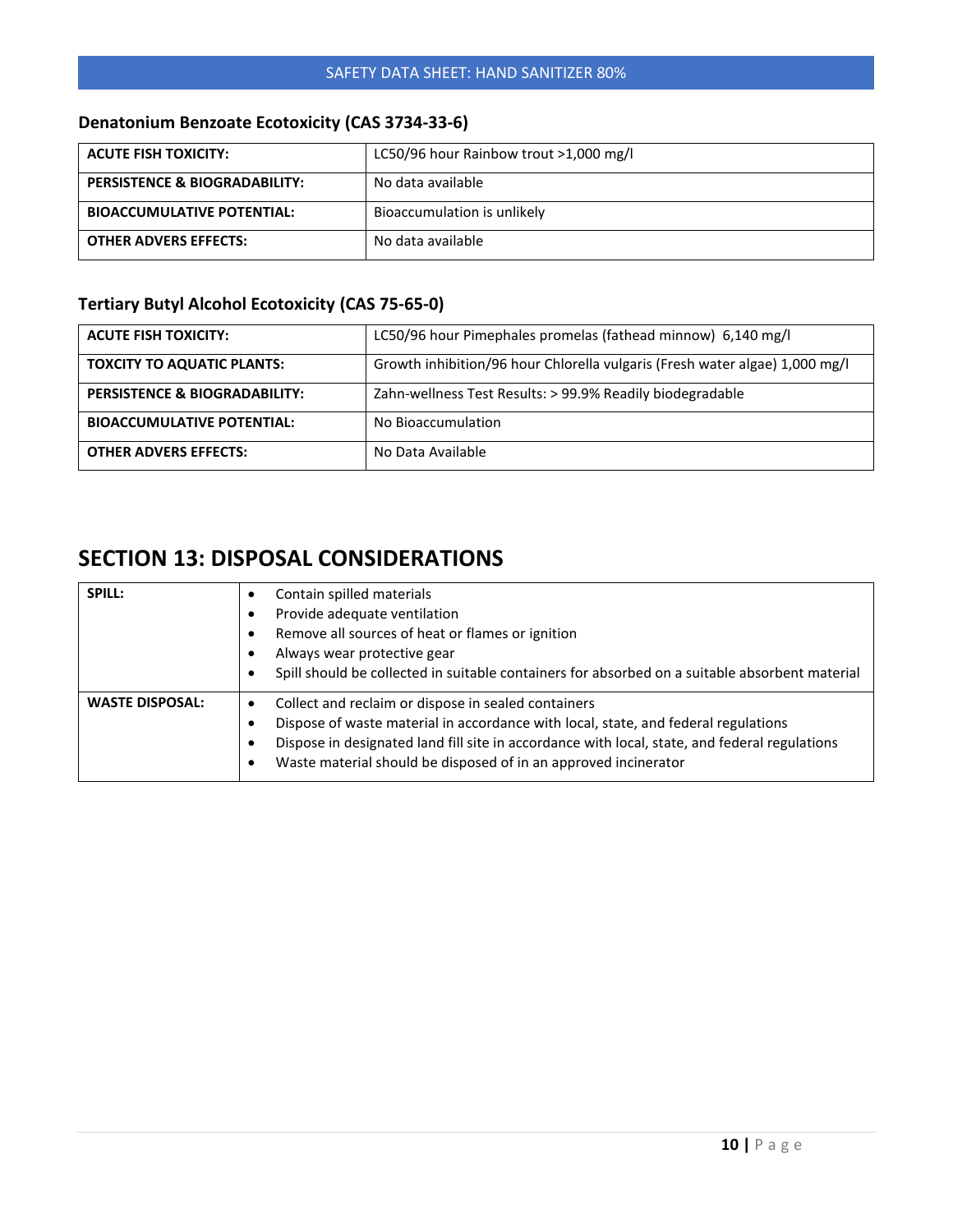### Denatonium Benzoate Ecotoxicity (CAS 3734-33-6)

| | |
|---|---|
| **ACUTE FISH TOXICITY:** | LC50/96 hour Rainbow trout >1,000 mg/l |
| **PERSISTENCE & BIOGRADABILITY:** | No data available |
| **BIOACCUMULATIVE POTENTIAL:** | Bioaccumulation is unlikely |
| **OTHER ADVERS EFFECTS:** | No data available |

### Tertiary Butyl Alcohol Ecotoxicity (CAS 75-65-0)

| | |
|---|---|
| **ACUTE FISH TOXICITY:** | LC50/96 hour Pimephales promelas (fathead minnow) 6,140 mg/l |
| **TOXCITY TO AQUATIC PLANTS:** | Growth inhibition/96 hour Chlorella vulgaris (Fresh water algae) 1,000 mg/l |
| **PERSISTENCE & BIOGRADABILITY:** | Zahn-wellness Test Results: > 99.9% Readily biodegradable |
| **BIOACCUMULATIVE POTENTIAL:** | No Bioaccumulation |
| **OTHER ADVERS EFFECTS:** | No Data Available |

## SECTION 13: DISPOSAL CONSIDERATIONS

| | |
|---|---|
| **SPILL:** | • Contain spilled materials<br>• Provide adequate ventilation<br>• Remove all sources of heat or flames or ignition<br>• Always wear protective gear<br>• Spill should be collected in suitable containers for absorbed on a suitable absorbent material |
| **WASTE DISPOSAL:** | • Collect and reclaim or dispose in sealed containers<br>• Dispose of waste material in accordance with local, state, and federal regulations<br>• Dispose in designated land fill site in accordance with local, state, and federal regulations<br>• Waste material should be disposed of in an approved incinerator |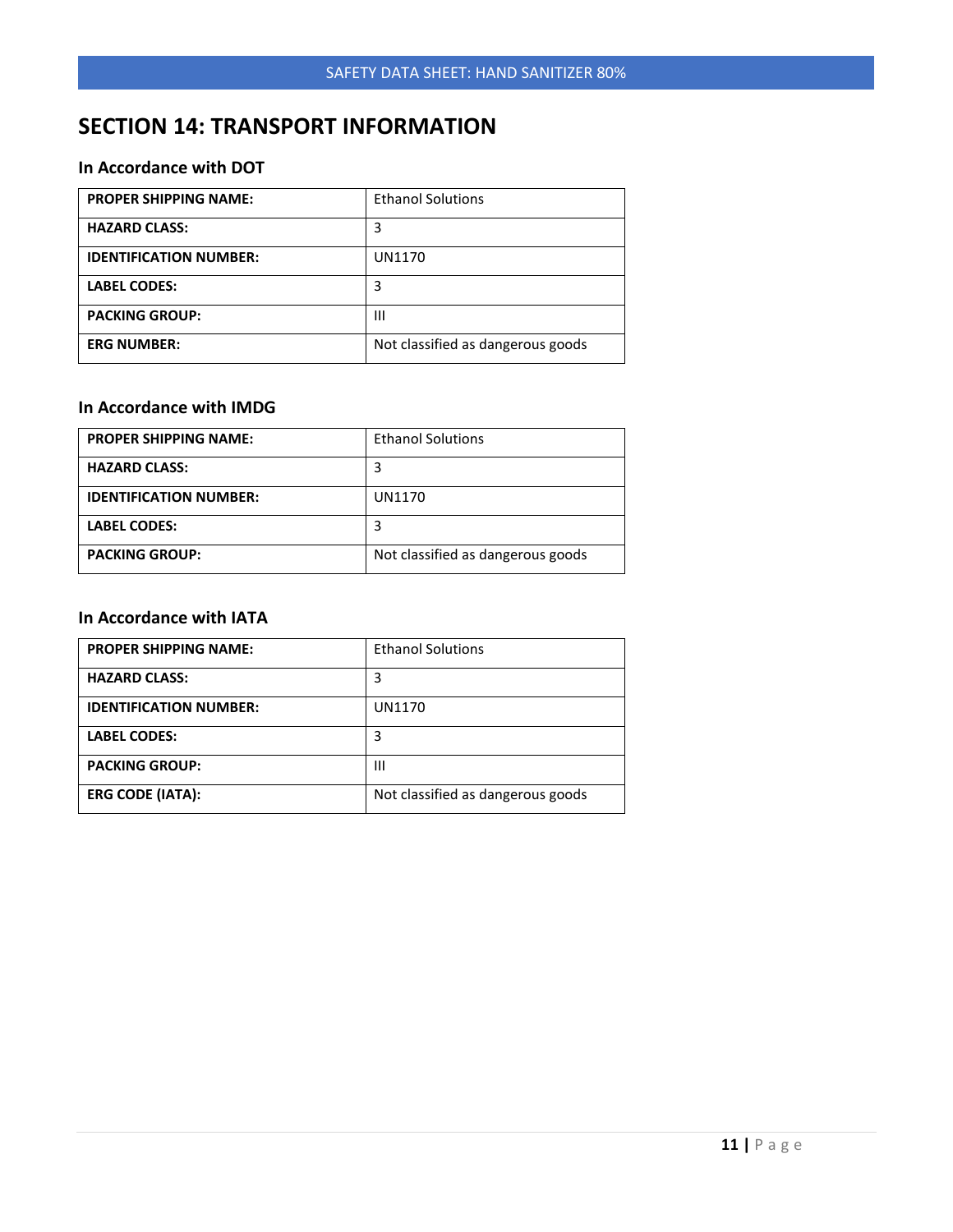## SECTION 14: TRANSPORT INFORMATION

### In Accordance with DOT

| | |
|---|---|
| **PROPER SHIPPING NAME:** | Ethanol Solutions |
| **HAZARD CLASS:** | 3 |
| **IDENTIFICATION NUMBER:** | UN1170 |
| **LABEL CODES:** | 3 |
| **PACKING GROUP:** | III |
| **ERG NUMBER:** | Not classified as dangerous goods |

### In Accordance with IMDG

| | |
|---|---|
| **PROPER SHIPPING NAME:** | Ethanol Solutions |
| **HAZARD CLASS:** | 3 |
| **IDENTIFICATION NUMBER:** | UN1170 |
| **LABEL CODES:** | 3 |
| **PACKING GROUP:** | Not classified as dangerous goods |

### In Accordance with IATA

| | |
|---|---|
| **PROPER SHIPPING NAME:** | Ethanol Solutions |
| **HAZARD CLASS:** | 3 |
| **IDENTIFICATION NUMBER:** | UN1170 |
| **LABEL CODES:** | 3 |
| **PACKING GROUP:** | III |
| **ERG CODE (IATA):** | Not classified as dangerous goods |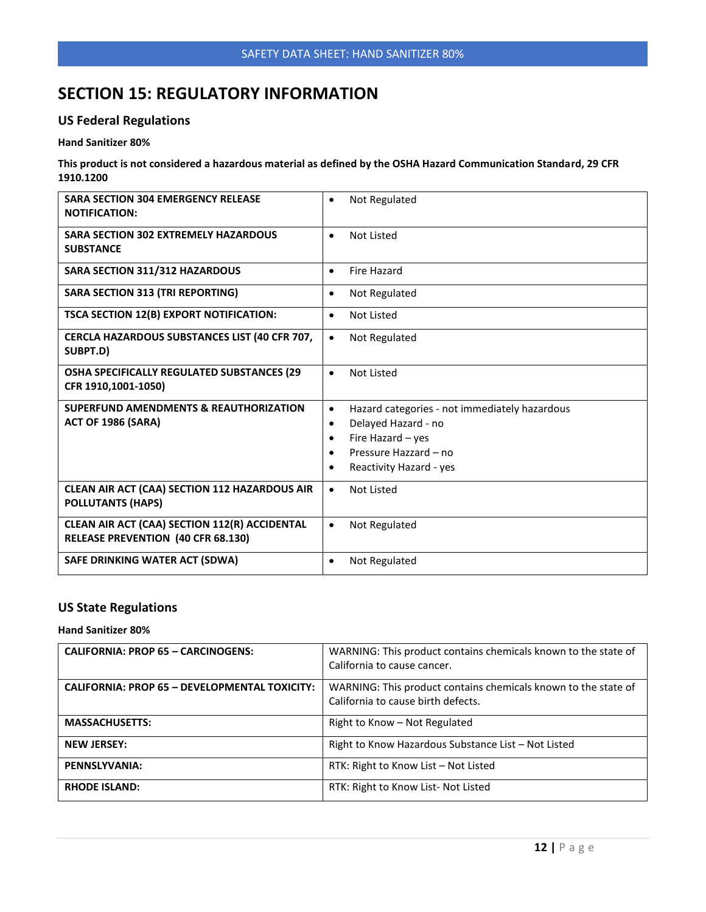# SECTION 15: REGULATORY INFORMATION

## US Federal Regulations

**Hand Sanitizer 80%**

**This product is not considered a hazardous material as defined by the OSHA Hazard Communication Standard, 29 CFR 1910.1200**

| | |
|---|---|
| **SARA SECTION 304 EMERGENCY RELEASE NOTIFICATION:** | • Not Regulated |
| **SARA SECTION 302 EXTREMELY HAZARDOUS SUBSTANCE** | • Not Listed |
| **SARA SECTION 311/312 HAZARDOUS** | • Fire Hazard |
| **SARA SECTION 313 (TRI REPORTING)** | • Not Regulated |
| **TSCA SECTION 12(B) EXPORT NOTIFICATION:** | • Not Listed |
| **CERCLA HAZARDOUS SUBSTANCES LIST (40 CFR 707, SUBPT.D)** | • Not Regulated |
| **OSHA SPECIFICALLY REGULATED SUBSTANCES (29 CFR 1910,1001-1050)** | • Not Listed |
| **SUPERFUND AMENDMENTS & REAUTHORIZATION ACT OF 1986 (SARA)** | • Hazard categories - not immediately hazardous<br>• Delayed Hazard - no<br>• Fire Hazard – yes<br>• Pressure Hazzard – no<br>• Reactivity Hazard - yes |
| **CLEAN AIR ACT (CAA) SECTION 112 HAZARDOUS AIR POLLUTANTS (HAPS)** | • Not Listed |
| **CLEAN AIR ACT (CAA) SECTION 112(R) ACCIDENTAL RELEASE PREVENTION (40 CFR 68.130)** | • Not Regulated |
| **SAFE DRINKING WATER ACT (SDWA)** | • Not Regulated |

## US State Regulations

**Hand Sanitizer 80%**

| | |
|---|---|
| **CALIFORNIA: PROP 65 – CARCINOGENS:** | WARNING: This product contains chemicals known to the state of California to cause cancer. |
| **CALIFORNIA: PROP 65 – DEVELOPMENTAL TOXICITY:** | WARNING: This product contains chemicals known to the state of California to cause birth defects. |
| **MASSACHUSETTS:** | Right to Know – Not Regulated |
| **NEW JERSEY:** | Right to Know Hazardous Substance List – Not Listed |
| **PENNSLYVANIA:** | RTK: Right to Know List – Not Listed |
| **RHODE ISLAND:** | RTK: Right to Know List- Not Listed |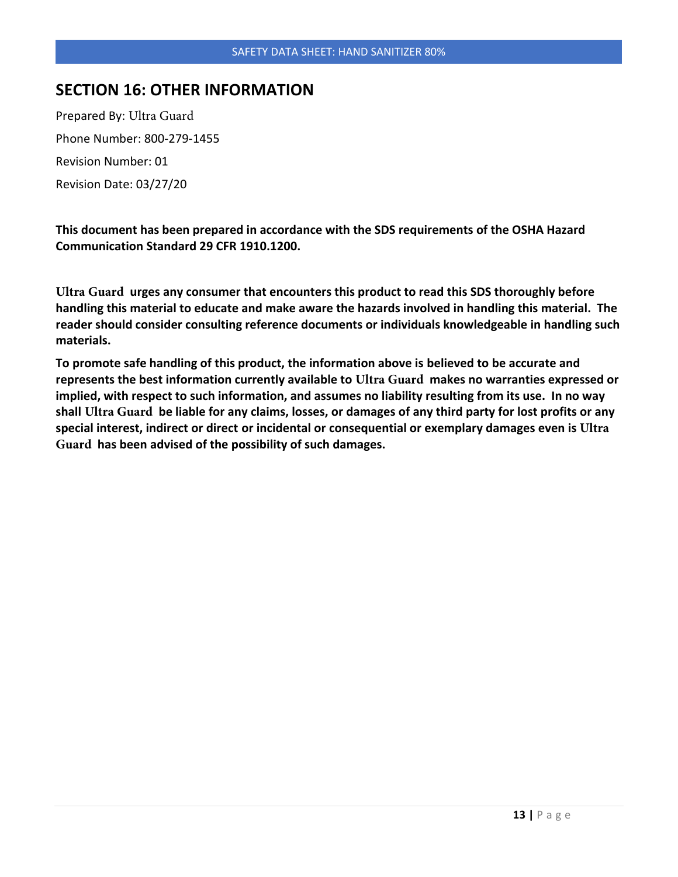## SECTION 16: OTHER INFORMATION

Prepared By: Ultra Guard

Phone Number: 800-279-1455

Revision Number: 01

Revision Date: 03/27/20

**This document has been prepared in accordance with the SDS requirements of the OSHA Hazard Communication Standard 29 CFR 1910.1200.**

**Ultra Guard urges any consumer that encounters this product to read this SDS thoroughly before handling this material to educate and make aware the hazards involved in handling this material. The reader should consider consulting reference documents or individuals knowledgeable in handling such materials.**

**To promote safe handling of this product, the information above is believed to be accurate and represents the best information currently available to Ultra Guard makes no warranties expressed or implied, with respect to such information, and assumes no liability resulting from its use. In no way shall Ultra Guard be liable for any claims, losses, or damages of any third party for lost profits or any special interest, indirect or direct or incidental or consequential or exemplary damages even is Ultra Guard has been advised of the possibility of such damages.**